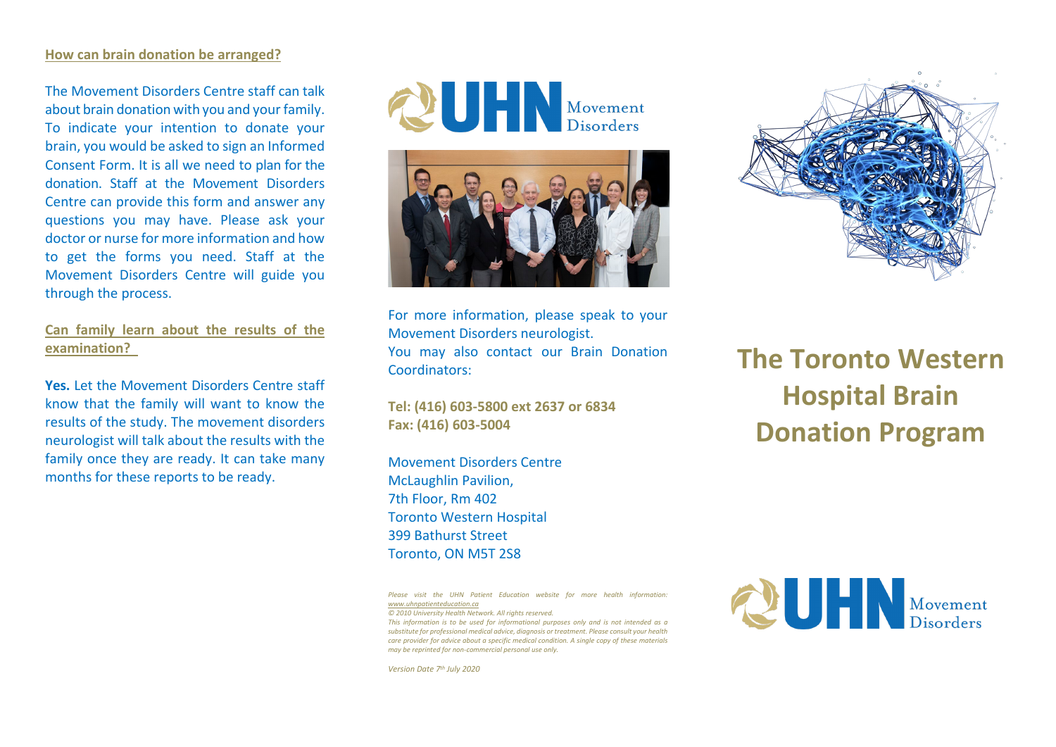## How can brain donation be arranged?

The Movement Disorders Centre staff can talk about brain donation with you and your family. To indicate your intention to donate your brain, you would be asked to sign an Informed Consent Form. It is all we need to plan for the donation. Staff at the Movement Disorders Centre can provide this form and answer any questions you may have. Please ask your doctor or nurse for more information and how to get the forms you need. Staff at the Movement Disorders Centre will guide you through the process.

## Can family learn about the results of the examination?

**Yes.** Let the Movement Disorders Centre staff know that the family will want to know the results of the study. The movement disorders neurologist will talk about the results with the family once they are ready. It can take many months for these reports to be ready.

UHN Movement Disorders

For more information, please speak to your Movement Disorders neurologist.
You may also contact our Brain Donation Coordinators:

**Tel: (416) 603-5800 ext 2637 or 6834**
**Fax: (416) 603-5004**

Movement Disorders Centre
McLaughlin Pavilion,
7th Floor, Rm 402
Toronto Western Hospital
399 Bathurst Street
Toronto, ON M5T 2S8

*Please visit the UHN Patient Education website for more health information: www.uhnpatienteducation.ca*
*© 2010 University Health Network. All rights reserved.*
*This information is to be used for informational purposes only and is not intended as a substitute for professional medical advice, diagnosis or treatment. Please consult your health care provider for advice about a specific medical condition. A single copy of these materials may be reprinted for non-commercial personal use only.*

*Version Date 7th July 2020*

# The Toronto Western Hospital Brain Donation Program

UHN Movement Disorders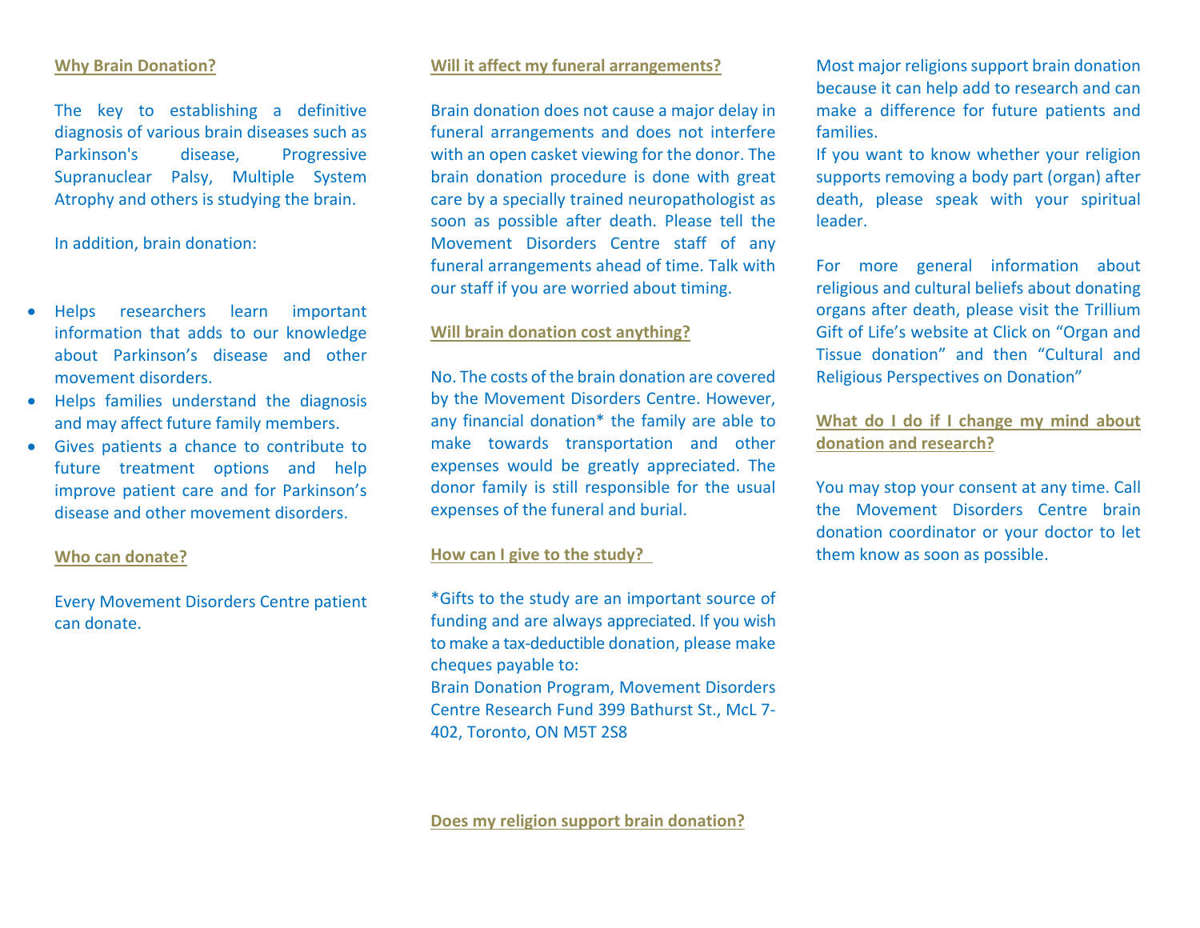## Why Brain Donation?

The key to establishing a definitive diagnosis of various brain diseases such as Parkinson's disease, Progressive Supranuclear Palsy, Multiple System Atrophy and others is studying the brain.

In addition, brain donation:

- Helps researchers learn important information that adds to our knowledge about Parkinson's disease and other movement disorders.
- Helps families understand the diagnosis and may affect future family members.
- Gives patients a chance to contribute to future treatment options and help improve patient care and for Parkinson's disease and other movement disorders.

## Who can donate?

Every Movement Disorders Centre patient can donate.

## Will it affect my funeral arrangements?

Brain donation does not cause a major delay in funeral arrangements and does not interfere with an open casket viewing for the donor. The brain donation procedure is done with great care by a specially trained neuropathologist as soon as possible after death. Please tell the Movement Disorders Centre staff of any funeral arrangements ahead of time. Talk with our staff if you are worried about timing.

## Will brain donation cost anything?

No. The costs of the brain donation are covered by the Movement Disorders Centre. However, any financial donation* the family are able to make towards transportation and other expenses would be greatly appreciated. The donor family is still responsible for the usual expenses of the funeral and burial.

## How can I give to the study?

*Gifts to the study are an important source of funding and are always appreciated. If you wish to make a tax-deductible donation, please make cheques payable to:
Brain Donation Program, Movement Disorders Centre Research Fund 399 Bathurst St., McL 7-402, Toronto, ON M5T 2S8

## Does my religion support brain donation?

Most major religions support brain donation because it can help add to research and can make a difference for future patients and families.
If you want to know whether your religion supports removing a body part (organ) after death, please speak with your spiritual leader.

For more general information about religious and cultural beliefs about donating organs after death, please visit the Trillium Gift of Life's website at Click on "Organ and Tissue donation" and then "Cultural and Religious Perspectives on Donation"

## What do I do if I change my mind about donation and research?

You may stop your consent at any time. Call the Movement Disorders Centre brain donation coordinator or your doctor to let them know as soon as possible.